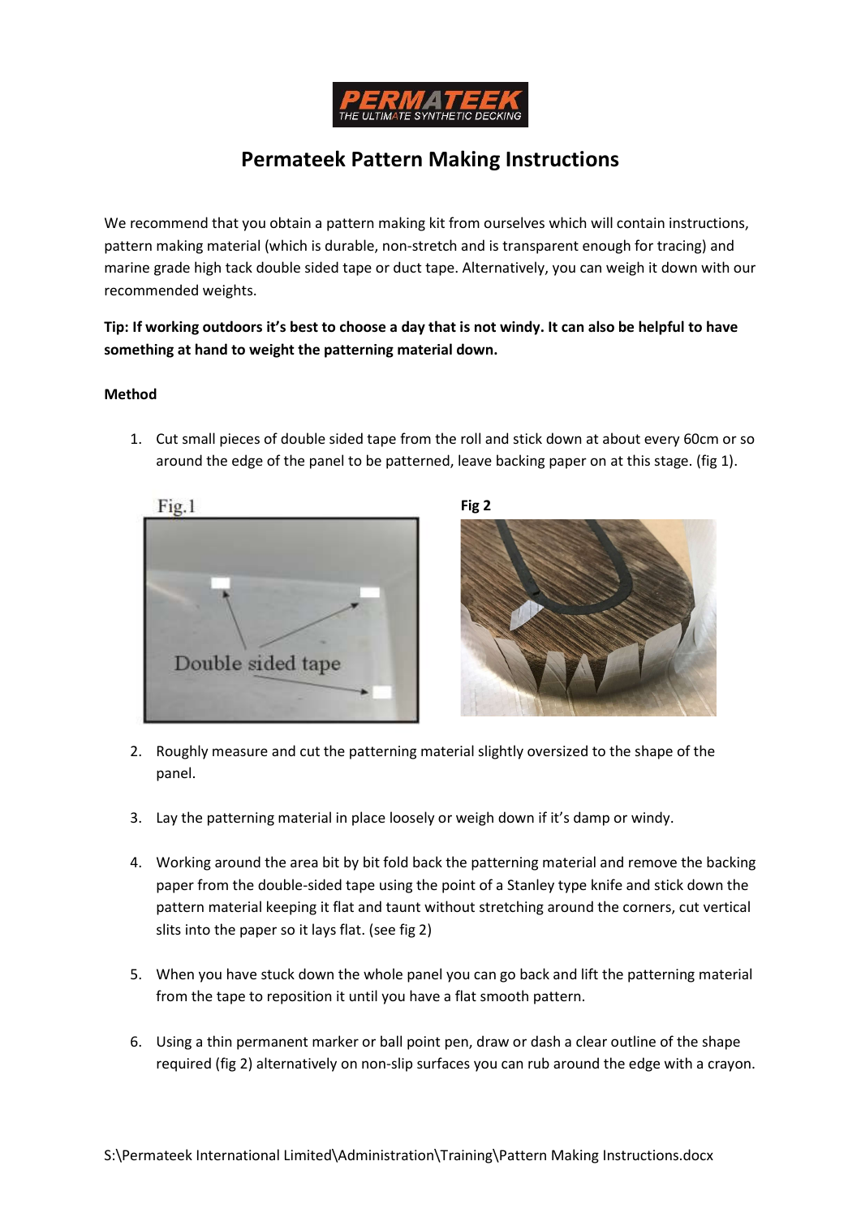# Permateek Pattern Making Instructions

We recommend that you obtain a pattern making kit from ourselves which will contain instructions, pattern making material (which is durable, non-stretch and is transparent enough for tracing) and marine grade high tack double sided tape or duct tape. Alternatively, you can weigh it down with our recommended weights.

**Tip: If working outdoors it's best to choose a day that is not windy. It can also be helpful to have something at hand to weight the patterning material down.**

**Method**

1. Cut small pieces of double sided tape from the roll and stick down at about every 60cm or so around the edge of the panel to be patterned, leave backing paper on at this stage. (fig 1).

Fig.1

Fig 2

2. Roughly measure and cut the patterning material slightly oversized to the shape of the panel.
3. Lay the patterning material in place loosely or weigh down if it's damp or windy.
4. Working around the area bit by bit fold back the patterning material and remove the backing paper from the double-sided tape using the point of a Stanley type knife and stick down the pattern material keeping it flat and taunt without stretching around the corners, cut vertical slits into the paper so it lays flat. (see fig 2)
5. When you have stuck down the whole panel you can go back and lift the patterning material from the tape to reposition it until you have a flat smooth pattern.
6. Using a thin permanent marker or ball point pen, draw or dash a clear outline of the shape required (fig 2) alternatively on non-slip surfaces you can rub around the edge with a crayon.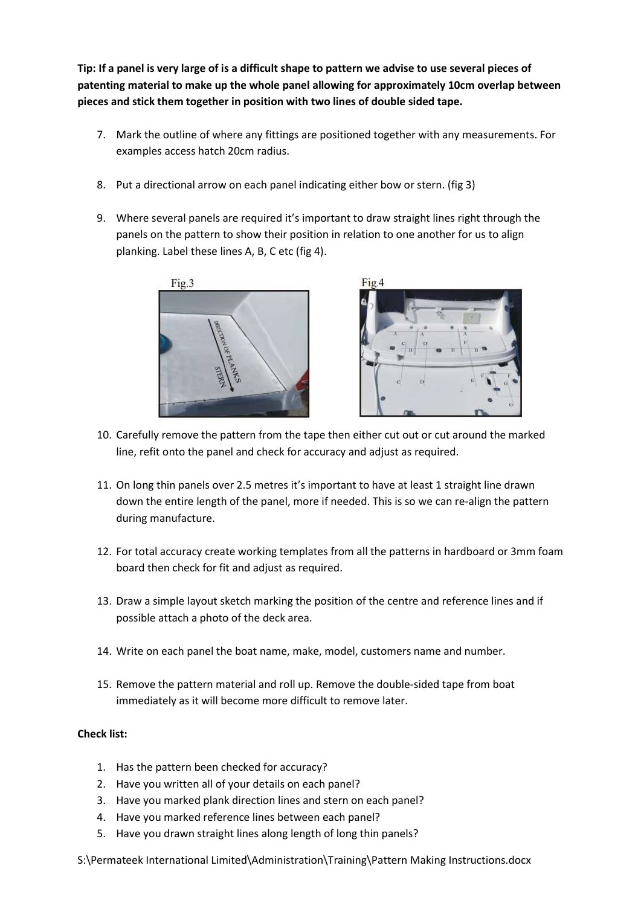**Tip: If a panel is very large of is a difficult shape to pattern we advise to use several pieces of patenting material to make up the whole panel allowing for approximately 10cm overlap between pieces and stick them together in position with two lines of double sided tape.**

7. Mark the outline of where any fittings are positioned together with any measurements. For examples access hatch 20cm radius.

8. Put a directional arrow on each panel indicating either bow or stern. (fig 3)

9. Where several panels are required it's important to draw straight lines right through the panels on the pattern to show their position in relation to one another for us to align planking. Label these lines A, B, C etc (fig 4).

Fig.3

Fig.4

10. Carefully remove the pattern from the tape then either cut out or cut around the marked line, refit onto the panel and check for accuracy and adjust as required.

11. On long thin panels over 2.5 metres it's important to have at least 1 straight line drawn down the entire length of the panel, more if needed. This is so we can re-align the pattern during manufacture.

12. For total accuracy create working templates from all the patterns in hardboard or 3mm foam board then check for fit and adjust as required.

13. Draw a simple layout sketch marking the position of the centre and reference lines and if possible attach a photo of the deck area.

14. Write on each panel the boat name, make, model, customers name and number.

15. Remove the pattern material and roll up. Remove the double-sided tape from boat immediately as it will become more difficult to remove later.

**Check list:**

1. Has the pattern been checked for accuracy?
2. Have you written all of your details on each panel?
3. Have you marked plank direction lines and stern on each panel?
4. Have you marked reference lines between each panel?
5. Have you drawn straight lines along length of long thin panels?

S:\Permateek International Limited\Administration\Training\Pattern Making Instructions.docx